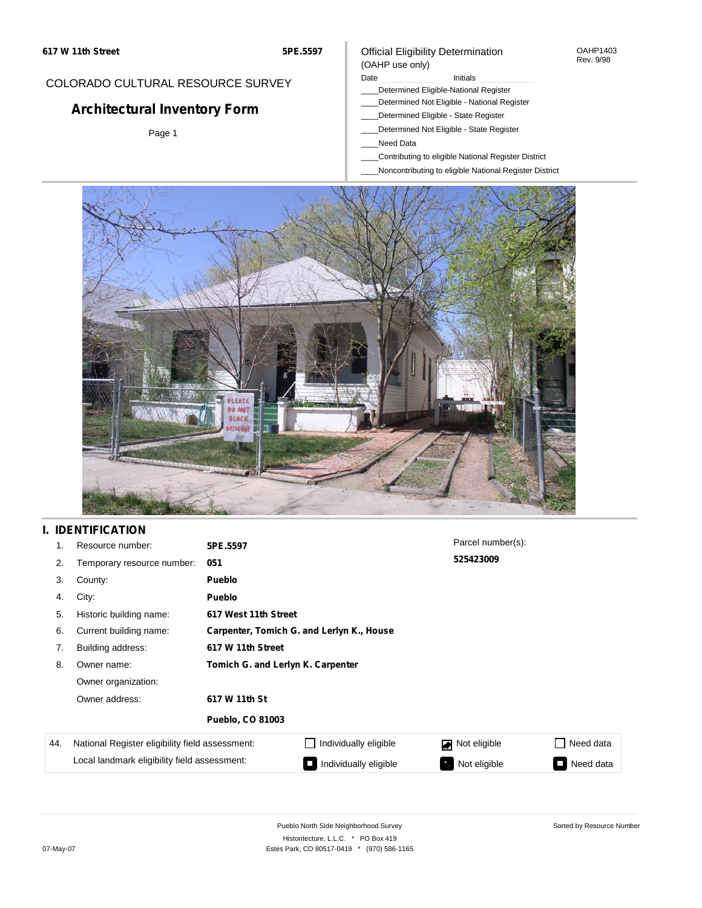617 W 11th Street | 5PE.5597

COLORADO CULTURAL RESOURCE SURVEY

# Architectural Inventory Form

Page 1

Official Eligibility Determination (OAHP use only)

OAHP1403 Rev. 9/98

Date ______ Initials ______

____Determined Eligible-National Register
____Determined Not Eligible - National Register
____Determined Eligible - State Register
____Determined Not Eligible - State Register
____Need Data
____Contributing to eligible National Register District
____Noncontributing to eligible National Register District

## I. IDENTIFICATION

| | | |
|---|---|---|
| 1. | Resource number: | **5PE.5597** |
| 2. | Temporary resource number: | **051** |
| 3. | County: | **Pueblo** |
| 4. | City: | **Pueblo** |
| 5. | Historic building name: | **617 West 11th Street** |
| 6. | Current building name: | **Carpenter, Tomich G. and Lerlyn K., House** |
| 7. | Building address: | **617 W 11th Street** |
| 8. | Owner name: | **Tomich G. and Lerlyn K. Carpenter** |
| | Owner organization: | |
| | Owner address: | **617 W 11th St** |
| | | **Pueblo, CO 81003** |

Parcel number(s): **525423009**

| 44. | | | | |
|---|---|---|---|---|
| | National Register eligibility field assessment: | ☐ Individually eligible | ☑ Not eligible | ☐ Need data |
| | Local landmark eligibility field assessment: | ☐ Individually eligible | ☐ Not eligible | ☐ Need data |

Pueblo North Side Neighborhood Survey
Historitecture, L.L.C. * PO Box 419
Estes Park, CO 80517-0419 * (970) 586-1165

07-May-07

Sorted by Resource Number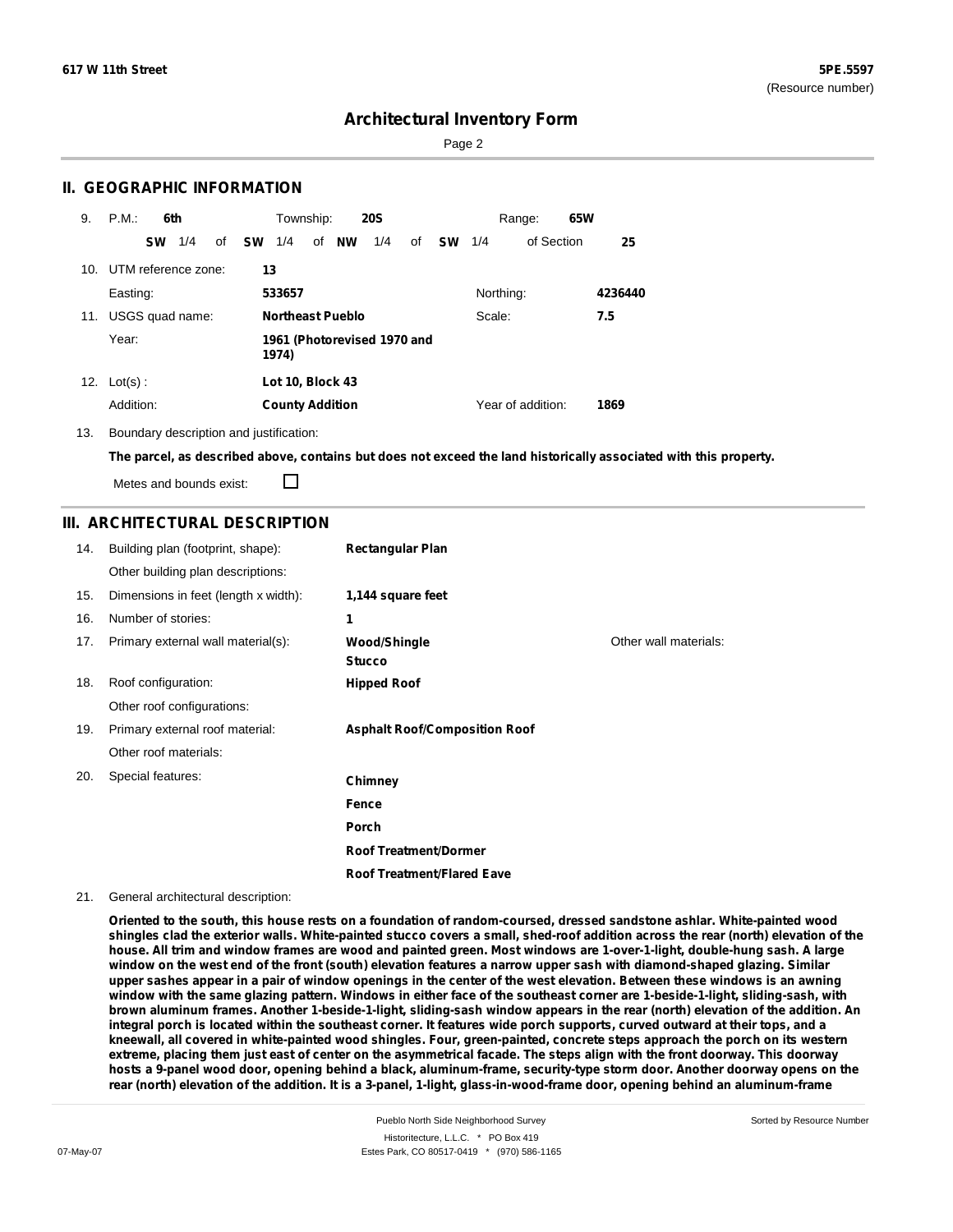## II. GEOGRAPHIC INFORMATION

9. P.M.: **6th** Township: **20S** Range: **65W**

**SW** 1/4 of **SW** 1/4 of **NW** 1/4 of **SW** 1/4 of Section **25**

10. UTM reference zone: **13**

Easting: **533657** Northing: **4236440**

11. USGS quad name: **Northeast Pueblo** Scale: **7.5**

Year: **1961 (Photorevised 1970 and 1974)**

12. Lot(s) : **Lot 10, Block 43**

Addition: **County Addition** Year of addition: **1869**

13. Boundary description and justification:

**The parcel, as described above, contains but does not exceed the land historically associated with this property.**

Metes and bounds exist: ☐

## III. ARCHITECTURAL DESCRIPTION

14. Building plan (footprint, shape): **Rectangular Plan**

Other building plan descriptions:

15. Dimensions in feet (length x width): **1,144 square feet**

16. Number of stories: **1**

17. Primary external wall material(s): **Wood/Shingle**, **Stucco** Other wall materials:

18. Roof configuration: **Hipped Roof**

Other roof configurations:

19. Primary external roof material: **Asphalt Roof/Composition Roof**

Other roof materials:

20. Special features:

**Chimney**

**Fence**

**Porch**

**Roof Treatment/Dormer**

**Roof Treatment/Flared Eave**

21. General architectural description:

**Oriented to the south, this house rests on a foundation of random-coursed, dressed sandstone ashlar. White-painted wood shingles clad the exterior walls. White-painted stucco covers a small, shed-roof addition across the rear (north) elevation of the house. All trim and window frames are wood and painted green. Most windows are 1-over-1-light, double-hung sash. A large window on the west end of the front (south) elevation features a narrow upper sash with diamond-shaped glazing. Similar upper sashes appear in a pair of window openings in the center of the west elevation. Between these windows is an awning window with the same glazing pattern. Windows in either face of the southeast corner are 1-beside-1-light, sliding-sash, with brown aluminum frames. Another 1-beside-1-light, sliding-sash window appears in the rear (north) elevation of the addition. An integral porch is located within the southeast corner. It features wide porch supports, curved outward at their tops, and a kneewall, all covered in white-painted wood shingles. Four, green-painted, concrete steps approach the porch on its western extreme, placing them just east of center on the asymmetrical facade. The steps align with the front doorway. This doorway hosts a 9-panel wood door, opening behind a black, aluminum-frame, security-type storm door. Another doorway opens on the rear (north) elevation of the addition. It is a 3-panel, 1-light, glass-in-wood-frame door, opening behind an aluminum-frame**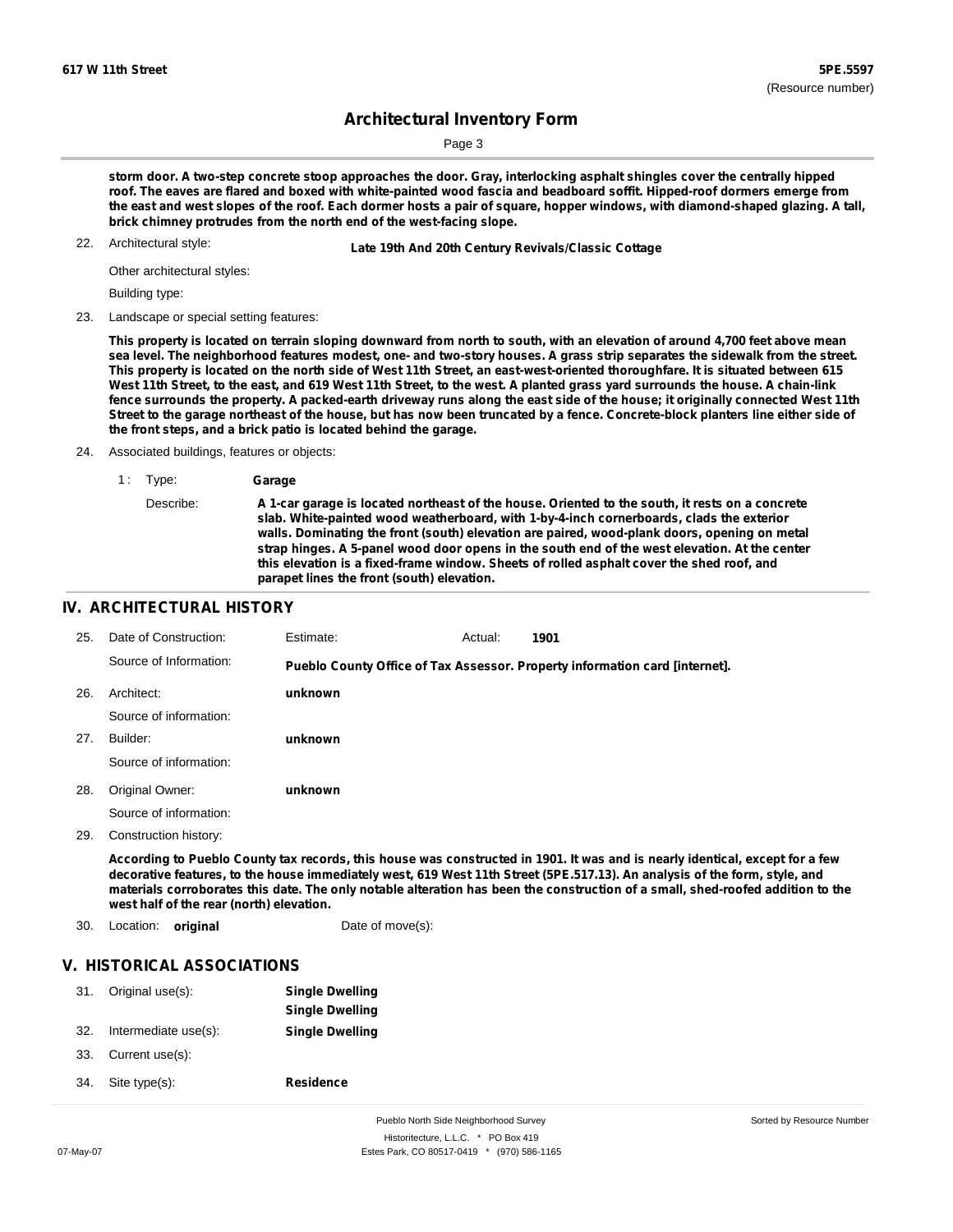storm door. A two-step concrete stoop approaches the door. Gray, interlocking asphalt shingles cover the centrally hipped roof. The eaves are flared and boxed with white-painted wood fascia and beadboard soffit. Hipped-roof dormers emerge from the east and west slopes of the roof. Each dormer hosts a pair of square, hopper windows, with diamond-shaped glazing. A tall, brick chimney protrudes from the north end of the west-facing slope.

22. Architectural style: **Late 19th And 20th Century Revivals/Classic Cottage**

Other architectural styles:

Building type:

23. Landscape or special setting features:

**This property is located on terrain sloping downward from north to south, with an elevation of around 4,700 feet above mean sea level. The neighborhood features modest, one- and two-story houses. A grass strip separates the sidewalk from the street. This property is located on the north side of West 11th Street, an east-west-oriented thoroughfare. It is situated between 615 West 11th Street, to the east, and 619 West 11th Street, to the west. A planted grass yard surrounds the house. A chain-link fence surrounds the property. A packed-earth driveway runs along the east side of the house; it originally connected West 11th Street to the garage northeast of the house, but has now been truncated by a fence. Concrete-block planters line either side of the front steps, and a brick patio is located behind the garage.**

24. Associated buildings, features or objects:

1 : Type: **Garage**

Describe: **A 1-car garage is located northeast of the house. Oriented to the south, it rests on a concrete slab. White-painted wood weatherboard, with 1-by-4-inch cornerboards, clads the exterior walls. Dominating the front (south) elevation are paired, wood-plank doors, opening on metal strap hinges. A 5-panel wood door opens in the south end of the west elevation. At the center this elevation is a fixed-frame window. Sheets of rolled asphalt cover the shed roof, and parapet lines the front (south) elevation.**

## IV. ARCHITECTURAL HISTORY

25. Date of Construction: Estimate: Actual: **1901**

Source of Information: **Pueblo County Office of Tax Assessor. Property information card [internet].**

26. Architect: **unknown**

Source of information:

27. Builder: **unknown**

Source of information:

28. Original Owner: **unknown**

Source of information:

29. Construction history:

**According to Pueblo County tax records, this house was constructed in 1901. It was and is nearly identical, except for a few decorative features, to the house immediately west, 619 West 11th Street (5PE.517.13). An analysis of the form, style, and materials corroborates this date. The only notable alteration has been the construction of a small, shed-roofed addition to the west half of the rear (north) elevation.**

30. Location: **original** Date of move(s):

## V. HISTORICAL ASSOCIATIONS

31. Original use(s): **Single Dwelling**

**Single Dwelling**

32. Intermediate use(s): **Single Dwelling**

33. Current use(s):

34. Site type(s): **Residence**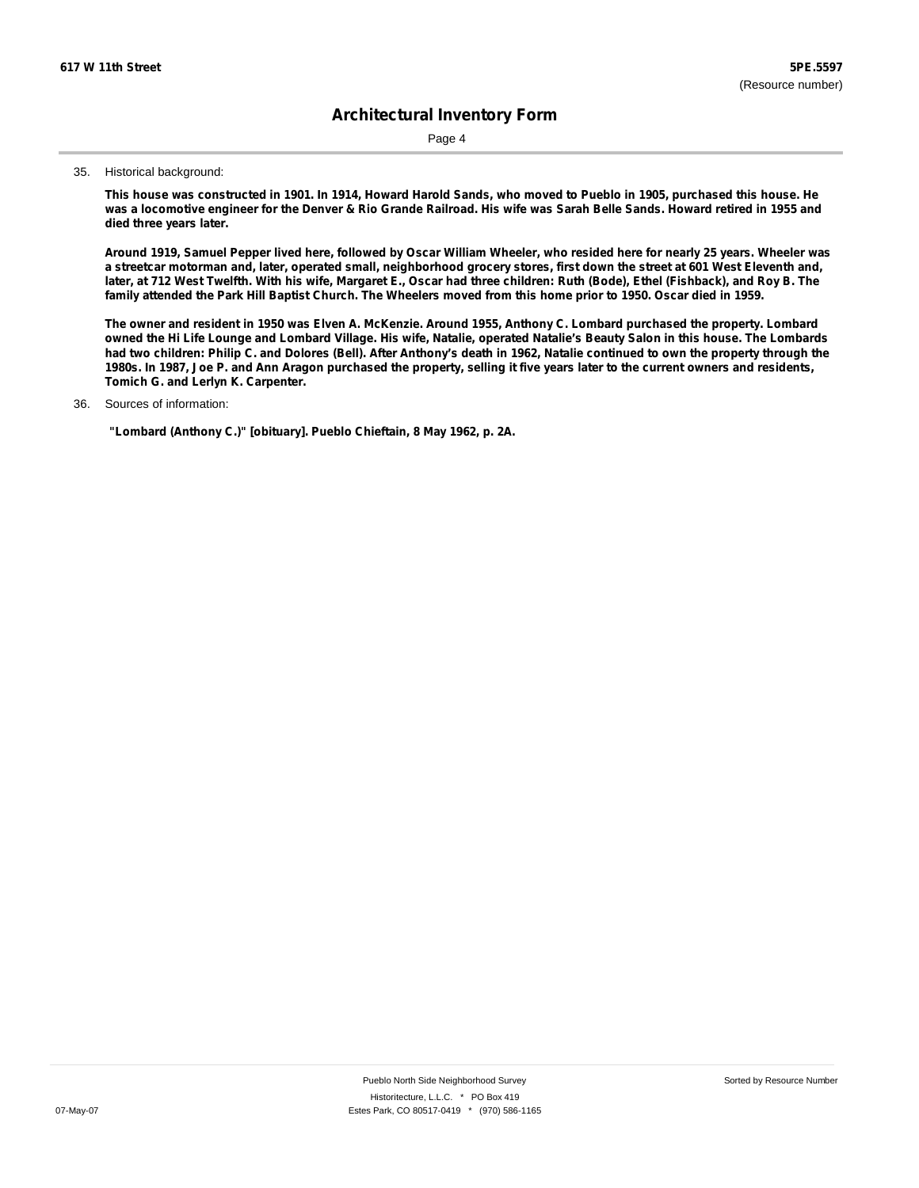35. Historical background:

**This house was constructed in 1901. In 1914, Howard Harold Sands, who moved to Pueblo in 1905, purchased this house. He was a locomotive engineer for the Denver & Rio Grande Railroad. His wife was Sarah Belle Sands. Howard retired in 1955 and died three years later.**

**Around 1919, Samuel Pepper lived here, followed by Oscar William Wheeler, who resided here for nearly 25 years. Wheeler was a streetcar motorman and, later, operated small, neighborhood grocery stores, first down the street at 601 West Eleventh and, later, at 712 West Twelfth. With his wife, Margaret E., Oscar had three children: Ruth (Bode), Ethel (Fishback), and Roy B. The family attended the Park Hill Baptist Church. The Wheelers moved from this home prior to 1950. Oscar died in 1959.**

**The owner and resident in 1950 was Elven A. McKenzie. Around 1955, Anthony C. Lombard purchased the property. Lombard owned the Hi Life Lounge and Lombard Village. His wife, Natalie, operated Natalie's Beauty Salon in this house. The Lombards had two children: Philip C. and Dolores (Bell). After Anthony's death in 1962, Natalie continued to own the property through the 1980s. In 1987, Joe P. and Ann Aragon purchased the property, selling it five years later to the current owners and residents, Tomich G. and Lerlyn K. Carpenter.**

36. Sources of information:

**"Lombard (Anthony C.)" [obituary]. Pueblo Chieftain, 8 May 1962, p. 2A.**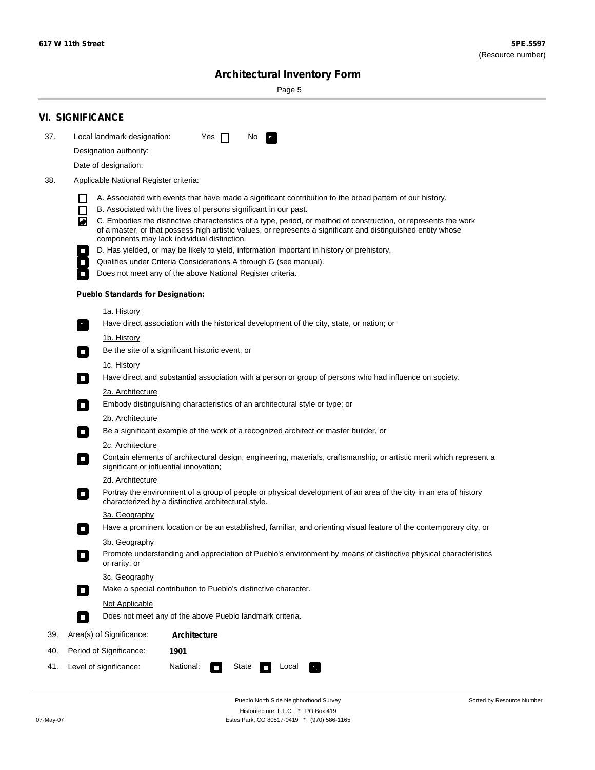## VI. SIGNIFICANCE

37. Local landmark designation: Yes [ ] No [x]

Designation authority:

Date of designation:

38. Applicable National Register criteria:

- [ ] A. Associated with events that have made a significant contribution to the broad pattern of our history.
- [ ] B. Associated with the lives of persons significant in our past.
- [x] C. Embodies the distinctive characteristics of a type, period, or method of construction, or represents the work of a master, or that possess high artistic values, or represents a significant and distinguished entity whose components may lack individual distinction.
- [ ] D. Has yielded, or may be likely to yield, information important in history or prehistory.
- [ ] Qualifies under Criteria Considerations A through G (see manual).
- [ ] Does not meet any of the above National Register criteria.

**Pueblo Standards for Designation:**

1a. History
- [x] Have direct association with the historical development of the city, state, or nation; or

1b. History
- [ ] Be the site of a significant historic event; or

1c. History
- [ ] Have direct and substantial association with a person or group of persons who had influence on society.

2a. Architecture
- [ ] Embody distinguishing characteristics of an architectural style or type; or

2b. Architecture
- [ ] Be a significant example of the work of a recognized architect or master builder, or

2c. Architecture
- [ ] Contain elements of architectural design, engineering, materials, craftsmanship, or artistic merit which represent a significant or influential innovation;

2d. Architecture
- [ ] Portray the environment of a group of people or physical development of an area of the city in an era of history characterized by a distinctive architectural style.

3a. Geography
- [ ] Have a prominent location or be an established, familiar, and orienting visual feature of the contemporary city, or

3b. Geography
- [ ] Promote understanding and appreciation of Pueblo's environment by means of distinctive physical characteristics or rarity; or

3c. Geography
- [ ] Make a special contribution to Pueblo's distinctive character.

Not Applicable
- [ ] Does not meet any of the above Pueblo landmark criteria.

39. Area(s) of Significance: **Architecture**

40. Period of Significance: **1901**

41. Level of significance: National: [ ] State [ ] Local [x]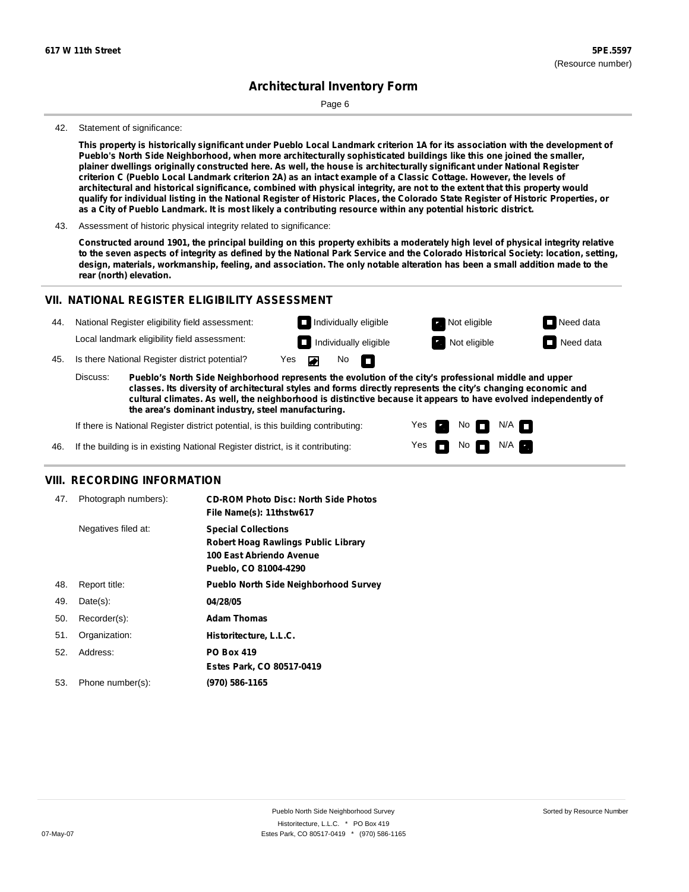**617 W 11th Street** | **5PE.5597** (Resource number)

## Architectural Inventory Form

Page 6

42. Statement of significance:

**This property is historically significant under Pueblo Local Landmark criterion 1A for its association with the development of Pueblo's North Side Neighborhood, when more architecturally sophisticated buildings like this one joined the smaller, plainer dwellings originally constructed here. As well, the house is architecturally significant under National Register criterion C (Pueblo Local Landmark criterion 2A) as an intact example of a Classic Cottage. However, the levels of architectural and historical significance, combined with physical integrity, are not to the extent that this property would qualify for individual listing in the National Register of Historic Places, the Colorado State Register of Historic Properties, or as a City of Pueblo Landmark. It is most likely a contributing resource within any potential historic district.**

43. Assessment of historic physical integrity related to significance:

**Constructed around 1901, the principal building on this property exhibits a moderately high level of physical integrity relative to the seven aspects of integrity as defined by the National Park Service and the Colorado Historical Society: location, setting, design, materials, workmanship, feeling, and association. The only notable alteration has been a small addition made to the rear (north) elevation.**

## VII. NATIONAL REGISTER ELIGIBILITY ASSESSMENT

44. National Register eligibility field assessment: ☐ Individually eligible ☑ Not eligible ☐ Need data

Local landmark eligibility field assessment: ☐ Individually eligible ☑ Not eligible ☐ Need data

45. Is there National Register district potential? Yes ☑ No ☐

Discuss: **Pueblo's North Side Neighborhood represents the evolution of the city's professional middle and upper classes. Its diversity of architectural styles and forms directly represents the city's changing economic and cultural climates. As well, the neighborhood is distinctive because it appears to have evolved independently of the area's dominant industry, steel manufacturing.**

If there is National Register district potential, is this building contributing: Yes ☑ No ☐ N/A ☐

46. If the building is in existing National Register district, is it contributing: Yes ☐ No ☐ N/A ☑

## VIII. RECORDING INFORMATION

| | | |
|---|---|---|
| 47. | Photograph numbers): | **CD-ROM Photo Disc: North Side Photos**<br>**File Name(s): 11thstw617** |
| | Negatives filed at: | **Special Collections**<br>**Robert Hoag Rawlings Public Library**<br>**100 East Abriendo Avenue**<br>**Pueblo, CO 81004-4290** |
| 48. | Report title: | **Pueblo North Side Neighborhood Survey** |
| 49. | Date(s): | **04/28/05** |
| 50. | Recorder(s): | **Adam Thomas** |
| 51. | Organization: | **Historitecture, L.L.C.** |
| 52. | Address: | **PO Box 419**<br>**Estes Park, CO 80517-0419** |
| 53. | Phone number(s): | **(970) 586-1165** |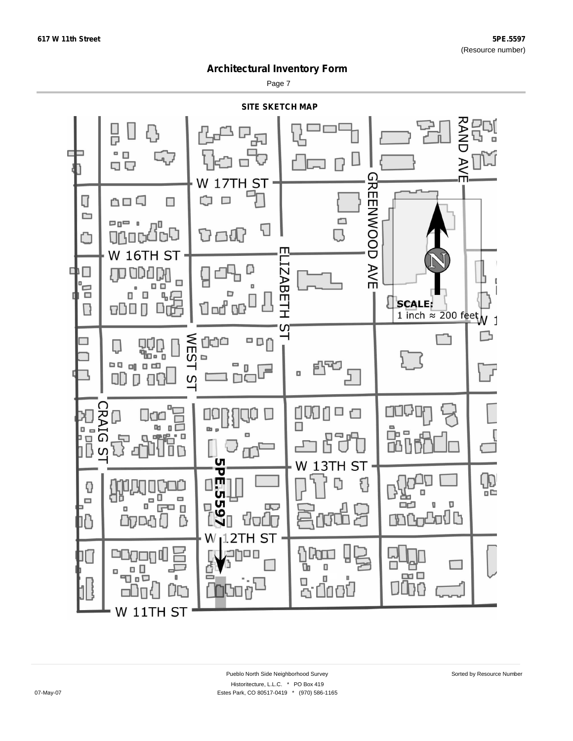617 W 11th Street

5PE.5597
(Resource number)

# Architectural Inventory Form

Page 7

## SITE SKETCH MAP

W 17TH ST

W 16TH ST

ELIZABETH ST

GREENWOOD AVE

RAND AVE

WEST ST

CRAIG ST

W 13TH ST

W 12TH ST

W 11TH ST

5PE.5597

N

**SCALE:**
1 inch ≈ 200 feet

Pueblo North Side Neighborhood Survey

Sorted by Resource Number

Historitecture, L.L.C. * PO Box 419
Estes Park, CO 80517-0419 * (970) 586-1165

07-May-07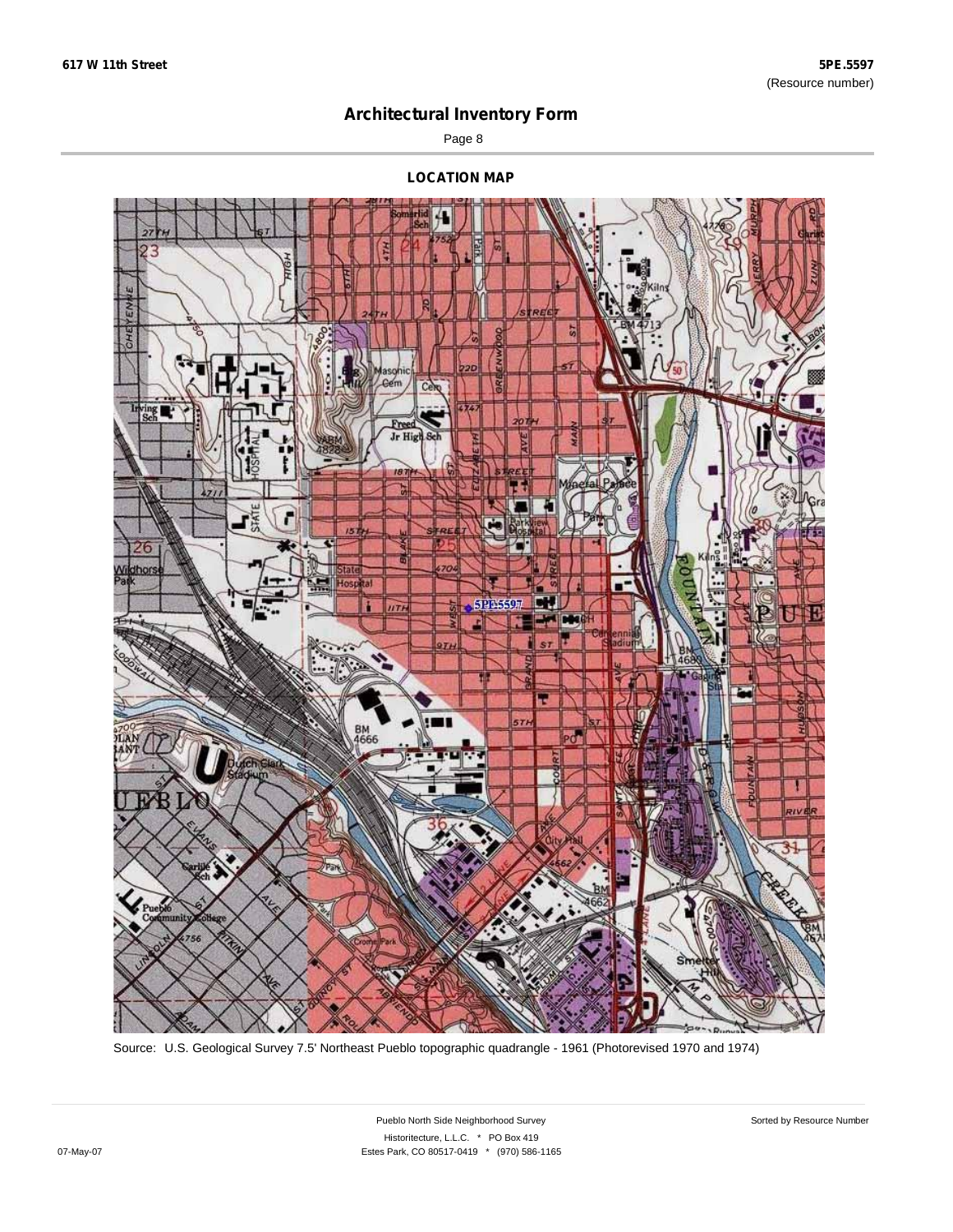617 W 11th Street

**5PE.5597**
(Resource number)

# Architectural Inventory Form

## LOCATION MAP

Source: U.S. Geological Survey 7.5' Northeast Pueblo topographic quadrangle - 1961 (Photorevised 1970 and 1974)

Pueblo North Side Neighborhood Survey
Historitecture, L.L.C. * PO Box 419
Estes Park, CO 80517-0419 * (970) 586-1165

Sorted by Resource Number

07-May-07